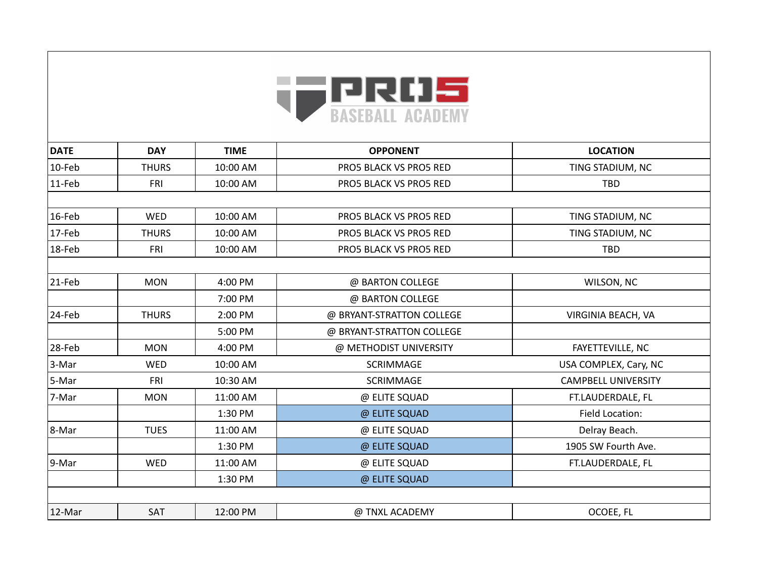# PRO5 BASEBALL ACADEMY

| DATE | DAY | TIME | OPPONENT | LOCATION |
|---|---|---|---|---|
| 10-Feb | THURS | 10:00 AM | PRO5 BLACK VS PRO5 RED | TING STADIUM, NC |
| 11-Feb | FRI | 10:00 AM | PRO5 BLACK VS PRO5 RED | TBD |
| | | | | |
| 16-Feb | WED | 10:00 AM | PRO5 BLACK VS PRO5 RED | TING STADIUM, NC |
| 17-Feb | THURS | 10:00 AM | PRO5 BLACK VS PRO5 RED | TING STADIUM, NC |
| 18-Feb | FRI | 10:00 AM | PRO5 BLACK VS PRO5 RED | TBD |
| | | | | |
| 21-Feb | MON | 4:00 PM | @ BARTON COLLEGE | WILSON, NC |
| | | 7:00 PM | @ BARTON COLLEGE | |
| 24-Feb | THURS | 2:00 PM | @ BRYANT-STRATTON COLLEGE | VIRGINIA BEACH, VA |
| | | 5:00 PM | @ BRYANT-STRATTON COLLEGE | |
| 28-Feb | MON | 4:00 PM | @ METHODIST UNIVERSITY | FAYETTEVILLE, NC |
| 3-Mar | WED | 10:00 AM | SCRIMMAGE | USA COMPLEX, Cary, NC |
| 5-Mar | FRI | 10:30 AM | SCRIMMAGE | CAMPBELL UNIVERSITY |
| 7-Mar | MON | 11:00 AM | @ ELITE SQUAD | FT.LAUDERDALE, FL |
| | | 1:30 PM | @ ELITE SQUAD | Field Location: |
| 8-Mar | TUES | 11:00 AM | @ ELITE SQUAD | Delray Beach. |
| | | 1:30 PM | @ ELITE SQUAD | 1905 SW Fourth Ave. |
| 9-Mar | WED | 11:00 AM | @ ELITE SQUAD | FT.LAUDERDALE, FL |
| | | 1:30 PM | @ ELITE SQUAD | |
| | | | | |
| 12-Mar | SAT | 12:00 PM | @ TNXL ACADEMY | OCOEE, FL |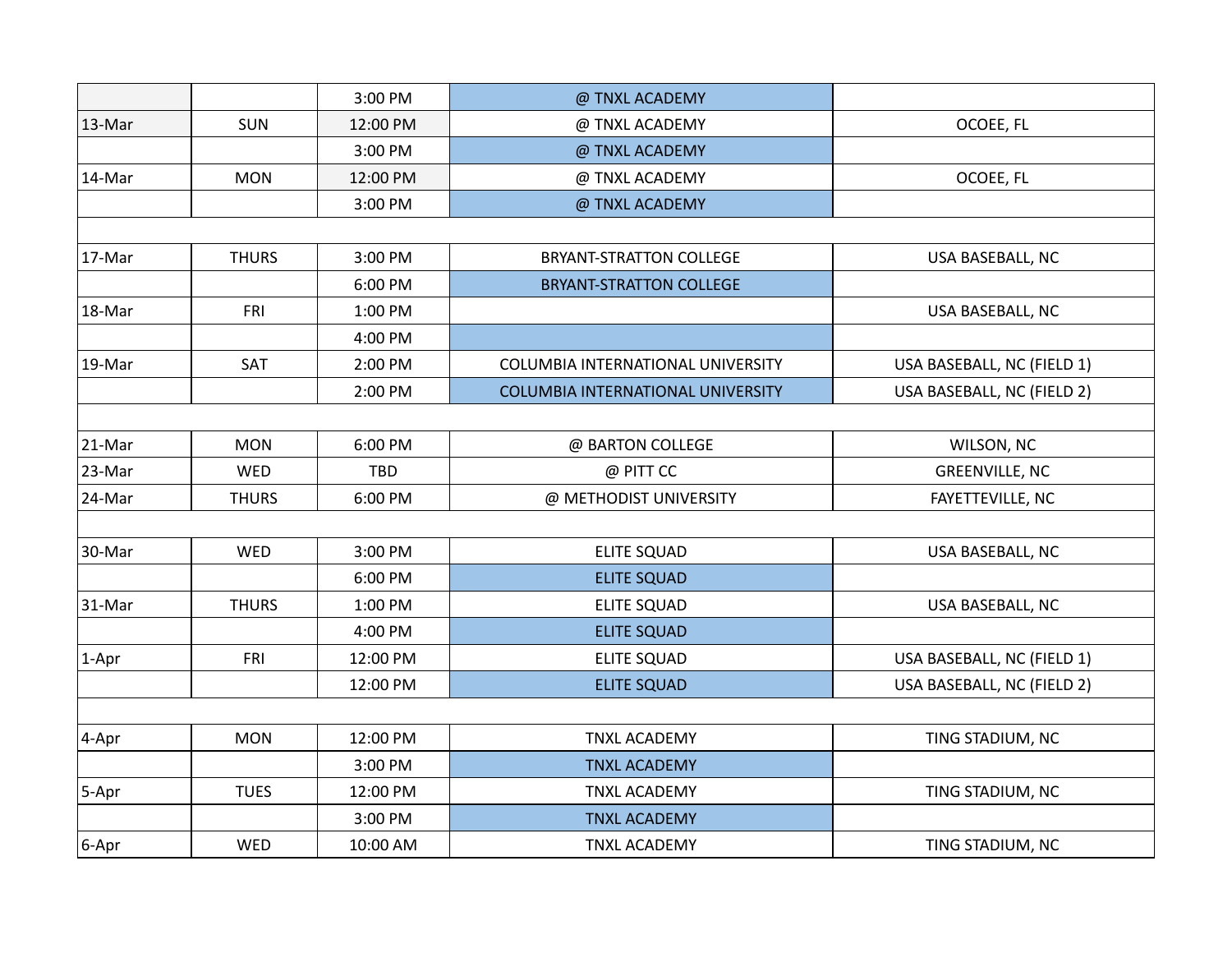| | | | | |
|---|---|---|---|---|
| | | 3:00 PM | @ TNXL ACADEMY | |
| 13-Mar | SUN | 12:00 PM | @ TNXL ACADEMY | OCOEE, FL |
| | | 3:00 PM | @ TNXL ACADEMY | |
| 14-Mar | MON | 12:00 PM | @ TNXL ACADEMY | OCOEE, FL |
| | | 3:00 PM | @ TNXL ACADEMY | |
| | | | | |
| 17-Mar | THURS | 3:00 PM | BRYANT-STRATTON COLLEGE | USA BASEBALL, NC |
| | | 6:00 PM | BRYANT-STRATTON COLLEGE | |
| 18-Mar | FRI | 1:00 PM | | USA BASEBALL, NC |
| | | 4:00 PM | | |
| 19-Mar | SAT | 2:00 PM | COLUMBIA INTERNATIONAL UNIVERSITY | USA BASEBALL, NC (FIELD 1) |
| | | 2:00 PM | COLUMBIA INTERNATIONAL UNIVERSITY | USA BASEBALL, NC (FIELD 2) |
| | | | | |
| 21-Mar | MON | 6:00 PM | @ BARTON COLLEGE | WILSON, NC |
| 23-Mar | WED | TBD | @ PITT CC | GREENVILLE, NC |
| 24-Mar | THURS | 6:00 PM | @ METHODIST UNIVERSITY | FAYETTEVILLE, NC |
| | | | | |
| 30-Mar | WED | 3:00 PM | ELITE SQUAD | USA BASEBALL, NC |
| | | 6:00 PM | ELITE SQUAD | |
| 31-Mar | THURS | 1:00 PM | ELITE SQUAD | USA BASEBALL, NC |
| | | 4:00 PM | ELITE SQUAD | |
| 1-Apr | FRI | 12:00 PM | ELITE SQUAD | USA BASEBALL, NC (FIELD 1) |
| | | 12:00 PM | ELITE SQUAD | USA BASEBALL, NC (FIELD 2) |
| | | | | |
| 4-Apr | MON | 12:00 PM | TNXL ACADEMY | TING STADIUM, NC |
| | | 3:00 PM | TNXL ACADEMY | |
| 5-Apr | TUES | 12:00 PM | TNXL ACADEMY | TING STADIUM, NC |
| | | 3:00 PM | TNXL ACADEMY | |
| 6-Apr | WED | 10:00 AM | TNXL ACADEMY | TING STADIUM, NC |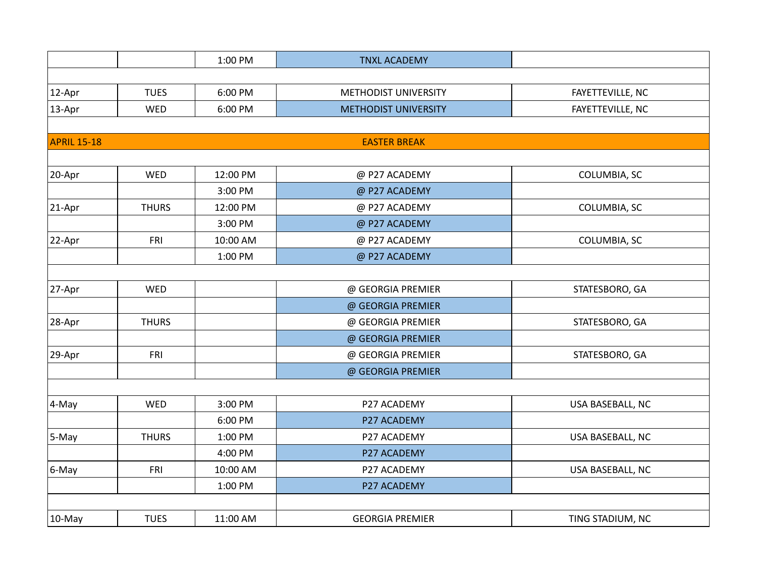| | | | | |
|---|---|---|---|---|
| | | 1:00 PM | TNXL ACADEMY | |
| | | | | |
| 12-Apr | TUES | 6:00 PM | METHODIST UNIVERSITY | FAYETTEVILLE, NC |
| 13-Apr | WED | 6:00 PM | METHODIST UNIVERSITY | FAYETTEVILLE, NC |
| | | | | |
| APRIL 15-18 | | | EASTER BREAK | |
| | | | | |
| 20-Apr | WED | 12:00 PM | @ P27 ACADEMY | COLUMBIA, SC |
| | | 3:00 PM | @ P27 ACADEMY | |
| 21-Apr | THURS | 12:00 PM | @ P27 ACADEMY | COLUMBIA, SC |
| | | 3:00 PM | @ P27 ACADEMY | |
| 22-Apr | FRI | 10:00 AM | @ P27 ACADEMY | COLUMBIA, SC |
| | | 1:00 PM | @ P27 ACADEMY | |
| | | | | |
| 27-Apr | WED | | @ GEORGIA PREMIER | STATESBORO, GA |
| | | | @ GEORGIA PREMIER | |
| 28-Apr | THURS | | @ GEORGIA PREMIER | STATESBORO, GA |
| | | | @ GEORGIA PREMIER | |
| 29-Apr | FRI | | @ GEORGIA PREMIER | STATESBORO, GA |
| | | | @ GEORGIA PREMIER | |
| | | | | |
| 4-May | WED | 3:00 PM | P27 ACADEMY | USA BASEBALL, NC |
| | | 6:00 PM | P27 ACADEMY | |
| 5-May | THURS | 1:00 PM | P27 ACADEMY | USA BASEBALL, NC |
| | | 4:00 PM | P27 ACADEMY | |
| 6-May | FRI | 10:00 AM | P27 ACADEMY | USA BASEBALL, NC |
| | | 1:00 PM | P27 ACADEMY | |
| | | | | |
| 10-May | TUES | 11:00 AM | GEORGIA PREMIER | TING STADIUM, NC |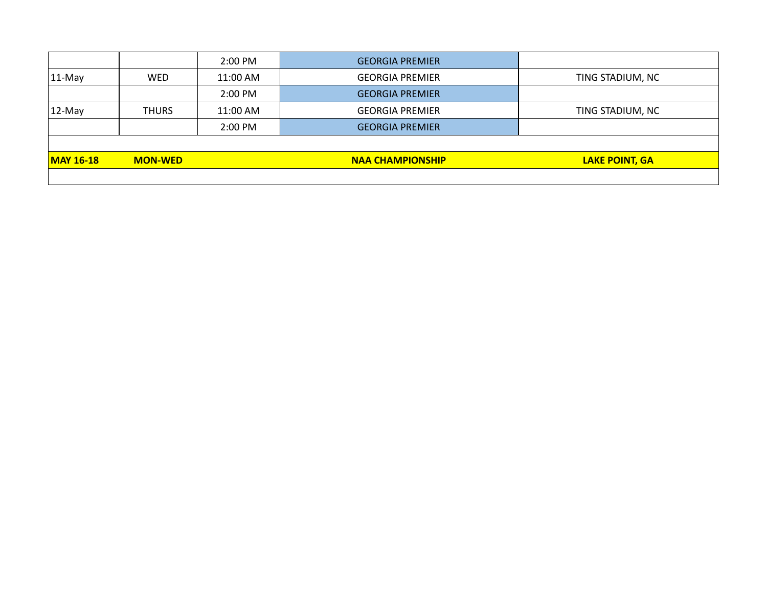| | | | | |
|---|---|---|---|---|
| | | 2:00 PM | GEORGIA PREMIER | |
| 11-May | WED | 11:00 AM | GEORGIA PREMIER | TING STADIUM, NC |
| | | 2:00 PM | GEORGIA PREMIER | |
| 12-May | THURS | 11:00 AM | GEORGIA PREMIER | TING STADIUM, NC |
| | | 2:00 PM | GEORGIA PREMIER | |
| | | | | |
| **MAY 16-18** | **MON-WED** | | **NAA CHAMPIONSHIP** | **LAKE POINT, GA** |
| | | | | |